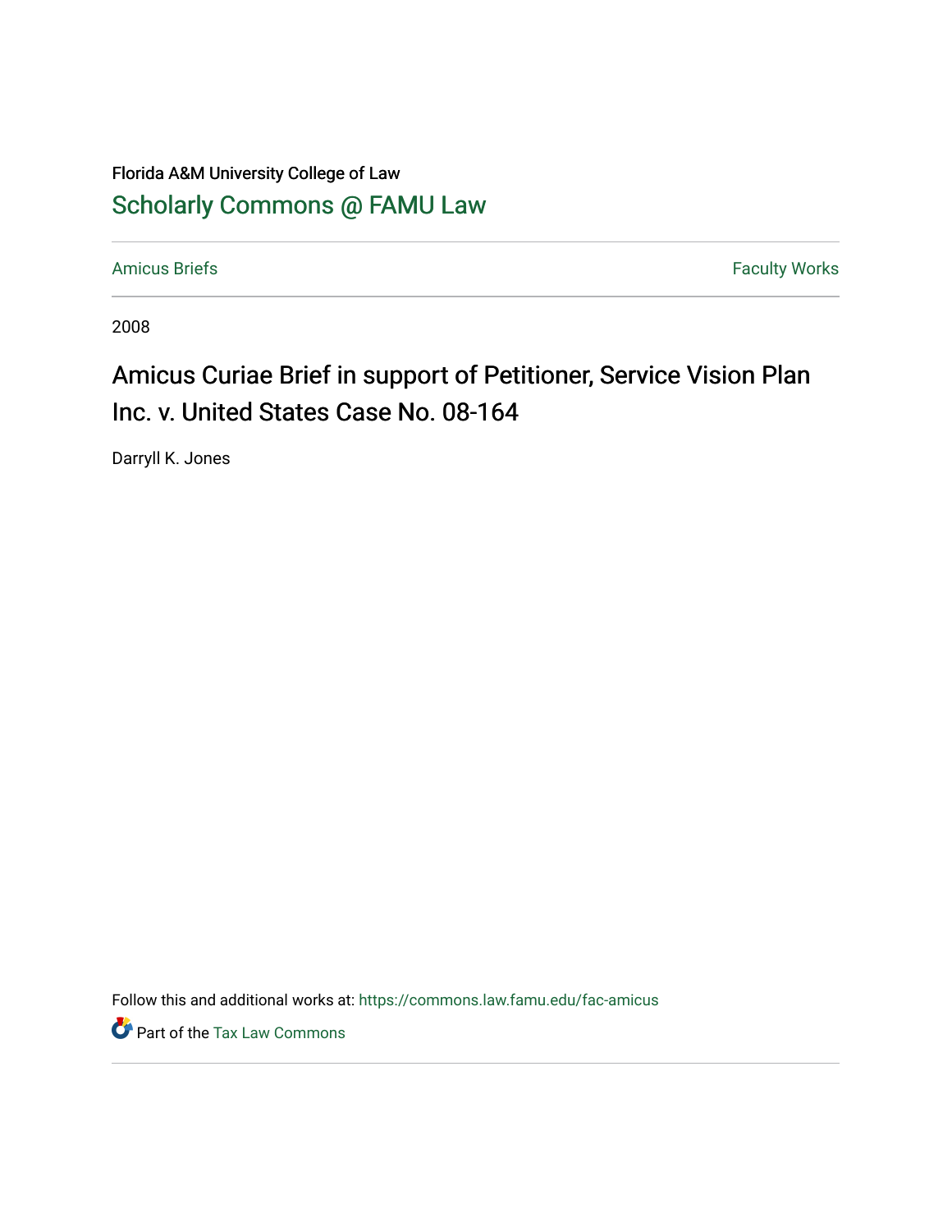Florida A&M University College of Law

# Scholarly Commons @ FAMU Law

Amicus Briefs | Faculty Works

2008

## Amicus Curiae Brief in support of Petitioner, Service Vision Plan Inc. v. United States Case No. 08-164

Darryll K. Jones

Follow this and additional works at: https://commons.law.famu.edu/fac-amicus

Part of the Tax Law Commons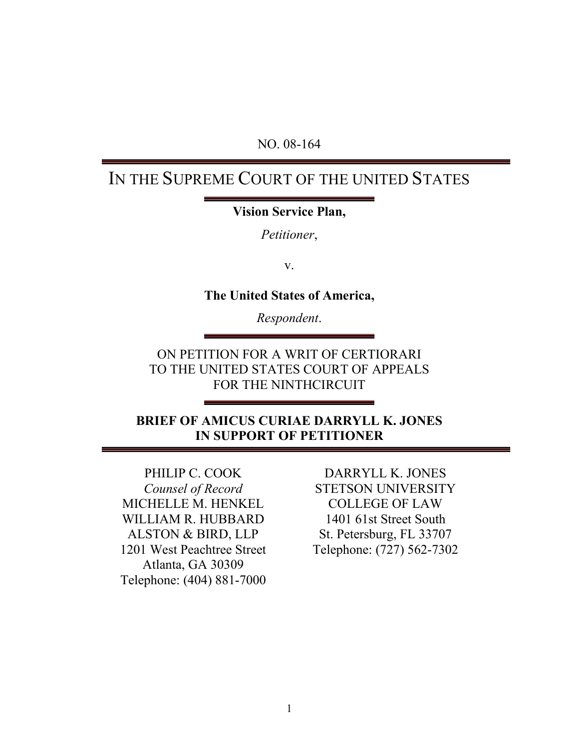NO. 08-164

# IN THE SUPREME COURT OF THE UNITED STATES

**Vision Service Plan,**

*Petitioner*,

v.

**The United States of America,**

*Respondent*.

ON PETITION FOR A WRIT OF CERTIORARI
TO THE UNITED STATES COURT OF APPEALS
FOR THE NINTHCIRCUIT

**BRIEF OF AMICUS CURIAE DARRYLL K. JONES IN SUPPORT OF PETITIONER**

PHILIP C. COOK
*Counsel of Record*
MICHELLE M. HENKEL
WILLIAM R. HUBBARD
ALSTON & BIRD, LLP
1201 West Peachtree Street
Atlanta, GA 30309
Telephone: (404) 881-7000

DARRYLL K. JONES
STETSON UNIVERSITY
COLLEGE OF LAW
1401 61st Street South
St. Petersburg, FL 33707
Telephone: (727) 562-7302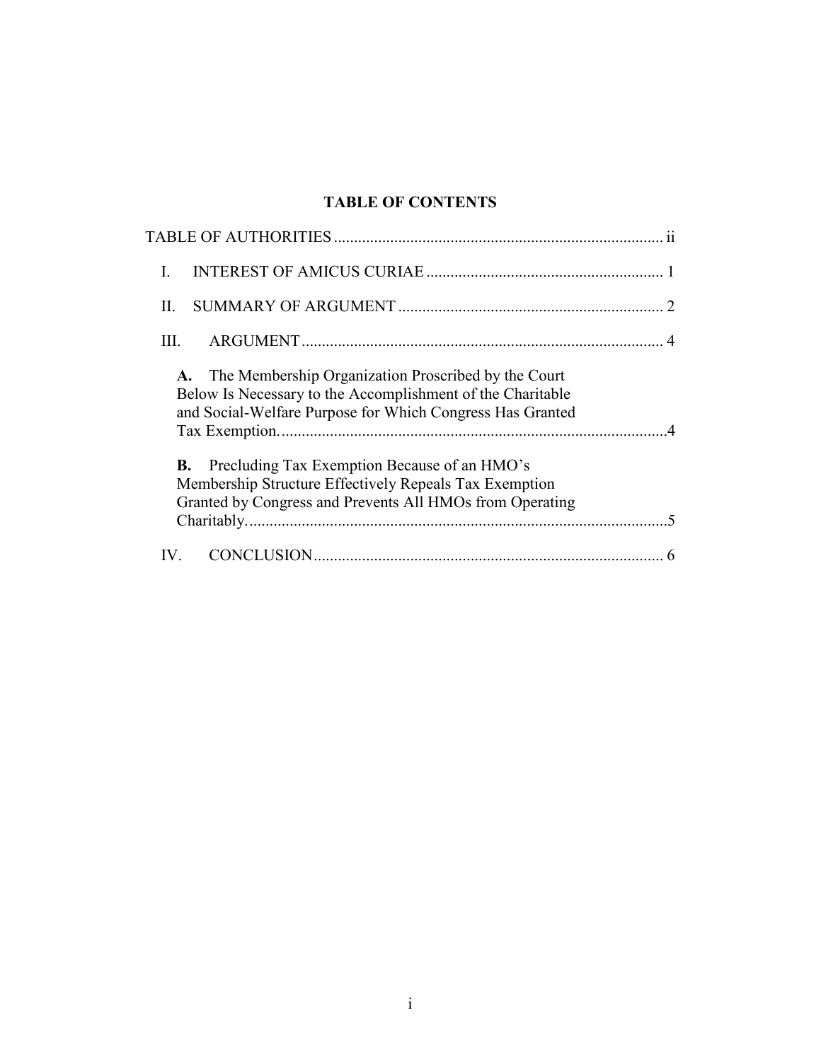## TABLE OF CONTENTS

TABLE OF AUTHORITIES .................................................................................. ii

I. INTEREST OF AMICUS CURIAE ........................................................... 1

II. SUMMARY OF ARGUMENT .................................................................. 2

III. ARGUMENT .......................................................................................... 4

**A.** The Membership Organization Proscribed by the Court Below Is Necessary to the Accomplishment of the Charitable and Social-Welfare Purpose for Which Congress Has Granted Tax Exemption. ................................................................................ 4

**B.** Precluding Tax Exemption Because of an HMO's Membership Structure Effectively Repeals Tax Exemption Granted by Congress and Prevents All HMOs from Operating Charitably. ......................................................................................... 5

IV. CONCLUSION ....................................................................................... 6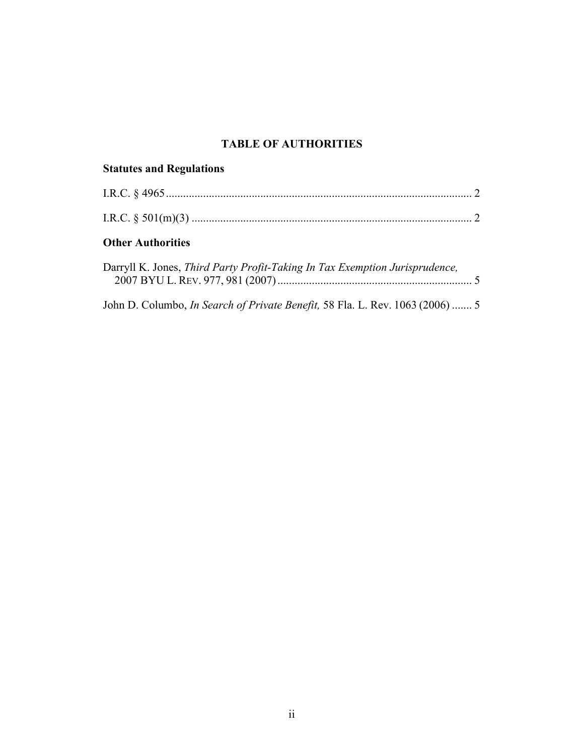# TABLE OF AUTHORITIES

## Statutes and Regulations

I.R.C. § 4965 .......................................................................................................... 2

I.R.C. § 501(m)(3) ................................................................................................. 2

## Other Authorities

Darryll K. Jones, *Third Party Profit-Taking In Tax Exemption Jurisprudence,* 2007 BYU L. REV. 977, 981 (2007) .................................................................... 5

John D. Columbo, *In Search of Private Benefit,* 58 Fla. L. Rev. 1063 (2006) ....... 5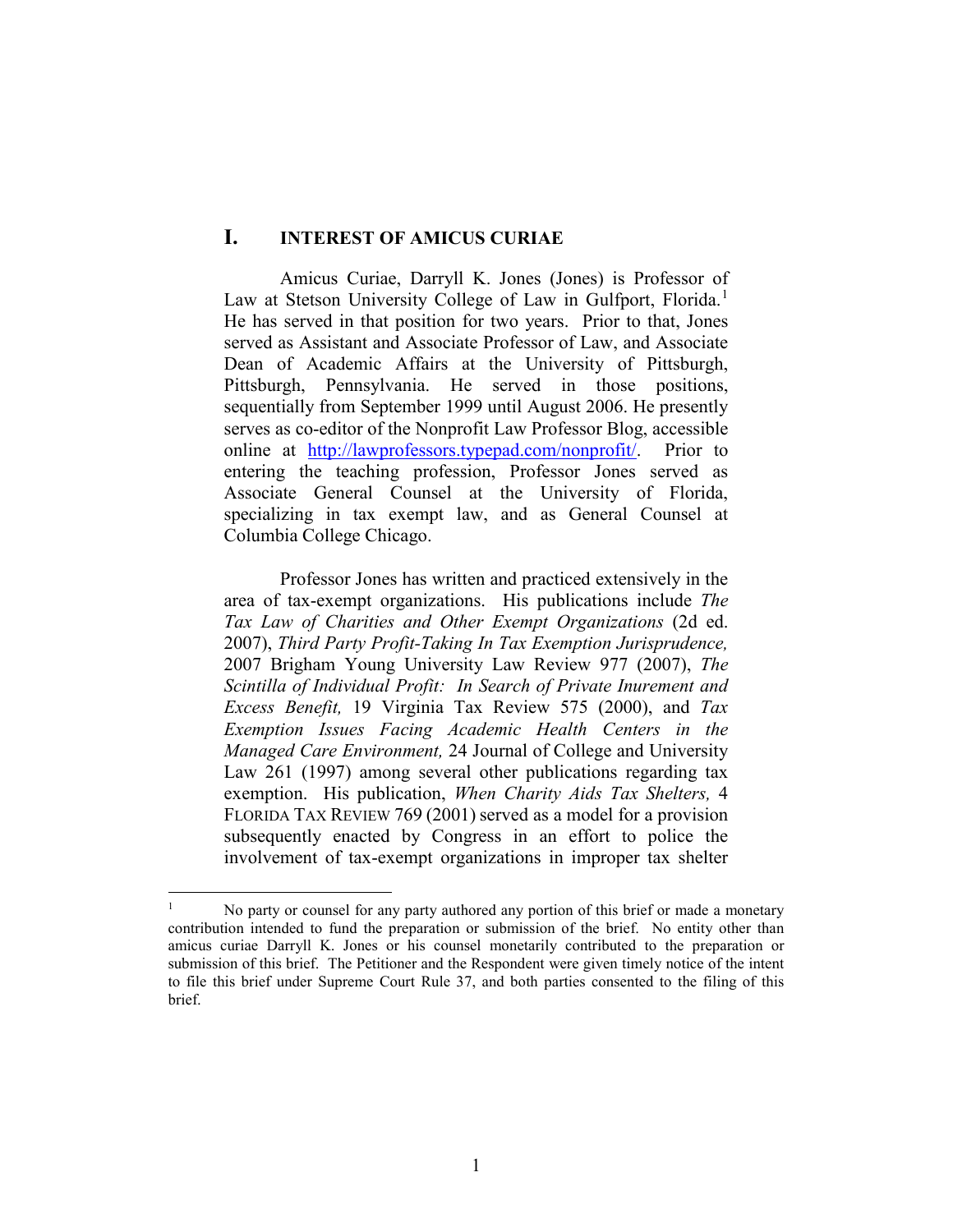## I. INTEREST OF AMICUS CURIAE

Amicus Curiae, Darryll K. Jones (Jones) is Professor of Law at Stetson University College of Law in Gulfport, Florida.[1] He has served in that position for two years. Prior to that, Jones served as Assistant and Associate Professor of Law, and Associate Dean of Academic Affairs at the University of Pittsburgh, Pittsburgh, Pennsylvania. He served in those positions, sequentially from September 1999 until August 2006. He presently serves as co-editor of the Nonprofit Law Professor Blog, accessible online at http://lawprofessors.typepad.com/nonprofit/. Prior to entering the teaching profession, Professor Jones served as Associate General Counsel at the University of Florida, specializing in tax exempt law, and as General Counsel at Columbia College Chicago.

Professor Jones has written and practiced extensively in the area of tax-exempt organizations. His publications include *The Tax Law of Charities and Other Exempt Organizations* (2d ed. 2007), *Third Party Profit-Taking In Tax Exemption Jurisprudence,* 2007 Brigham Young University Law Review 977 (2007), *The Scintilla of Individual Profit: In Search of Private Inurement and Excess Benefit,* 19 Virginia Tax Review 575 (2000), and *Tax Exemption Issues Facing Academic Health Centers in the Managed Care Environment,* 24 Journal of College and University Law 261 (1997) among several other publications regarding tax exemption. His publication, *When Charity Aids Tax Shelters,* 4 FLORIDA TAX REVIEW 769 (2001) served as a model for a provision subsequently enacted by Congress in an effort to police the involvement of tax-exempt organizations in improper tax shelter

---

[1] No party or counsel for any party authored any portion of this brief or made a monetary contribution intended to fund the preparation or submission of the brief. No entity other than amicus curiae Darryll K. Jones or his counsel monetarily contributed to the preparation or submission of this brief. The Petitioner and the Respondent were given timely notice of the intent to file this brief under Supreme Court Rule 37, and both parties consented to the filing of this brief.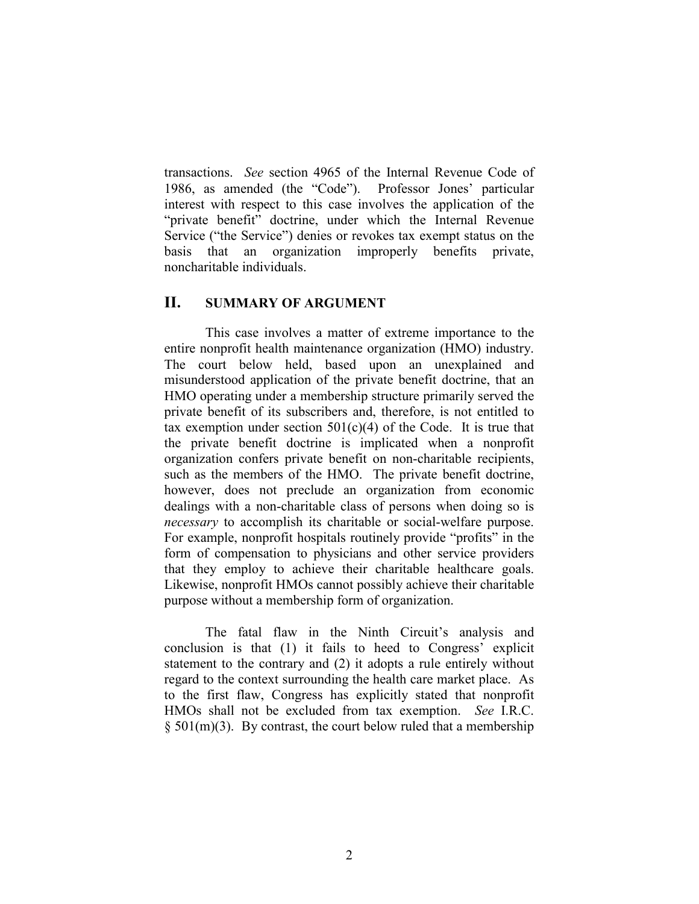transactions. *See* section 4965 of the Internal Revenue Code of 1986, as amended (the "Code"). Professor Jones' particular interest with respect to this case involves the application of the "private benefit" doctrine, under which the Internal Revenue Service ("the Service") denies or revokes tax exempt status on the basis that an organization improperly benefits private, noncharitable individuals.

## II. SUMMARY OF ARGUMENT

This case involves a matter of extreme importance to the entire nonprofit health maintenance organization (HMO) industry. The court below held, based upon an unexplained and misunderstood application of the private benefit doctrine, that an HMO operating under a membership structure primarily served the private benefit of its subscribers and, therefore, is not entitled to tax exemption under section 501(c)(4) of the Code. It is true that the private benefit doctrine is implicated when a nonprofit organization confers private benefit on non-charitable recipients, such as the members of the HMO. The private benefit doctrine, however, does not preclude an organization from economic dealings with a non-charitable class of persons when doing so is *necessary* to accomplish its charitable or social-welfare purpose. For example, nonprofit hospitals routinely provide "profits" in the form of compensation to physicians and other service providers that they employ to achieve their charitable healthcare goals. Likewise, nonprofit HMOs cannot possibly achieve their charitable purpose without a membership form of organization.

The fatal flaw in the Ninth Circuit's analysis and conclusion is that (1) it fails to heed to Congress' explicit statement to the contrary and (2) it adopts a rule entirely without regard to the context surrounding the health care market place. As to the first flaw, Congress has explicitly stated that nonprofit HMOs shall not be excluded from tax exemption. *See* I.R.C. § 501(m)(3). By contrast, the court below ruled that a membership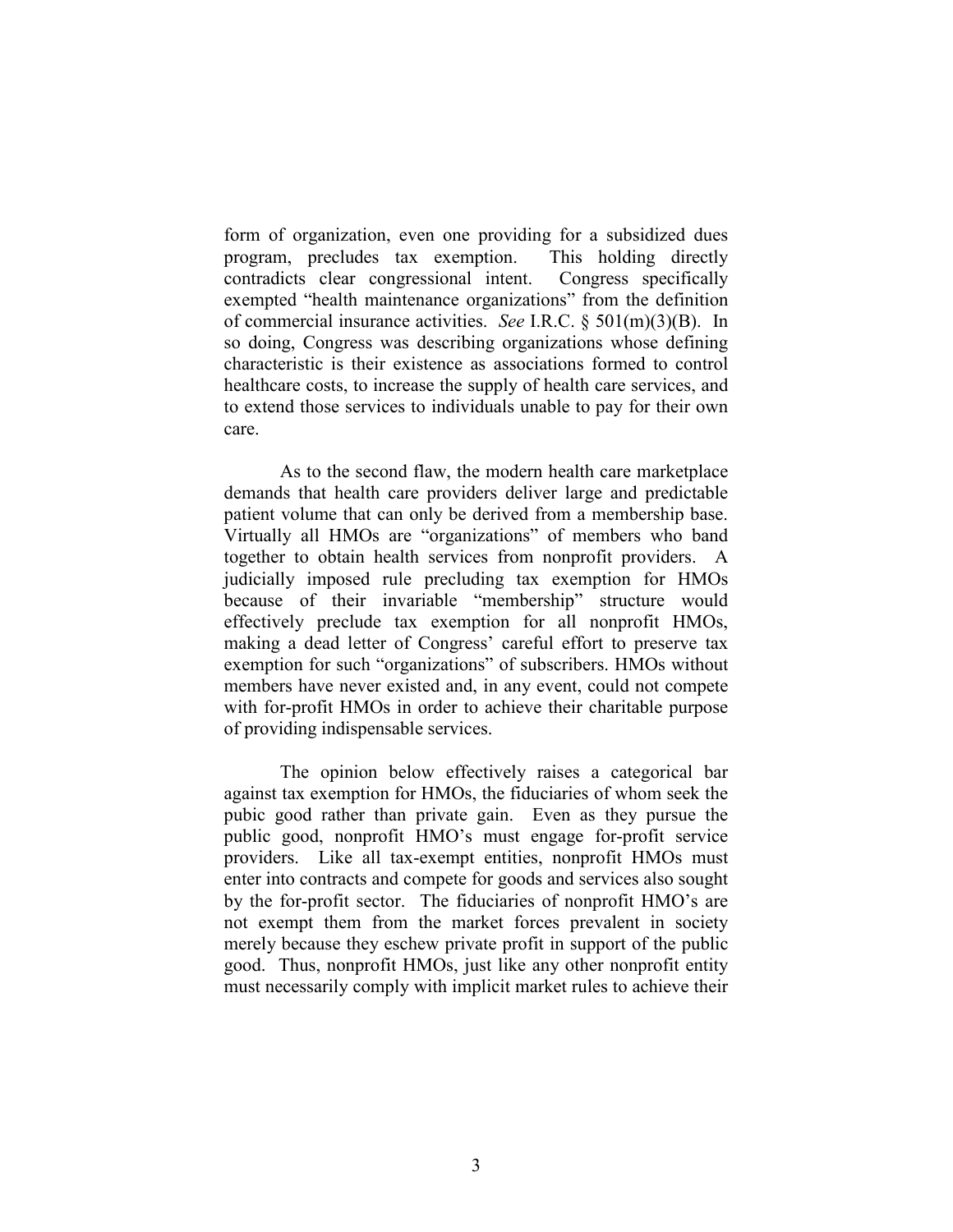form of organization, even one providing for a subsidized dues program, precludes tax exemption. This holding directly contradicts clear congressional intent. Congress specifically exempted "health maintenance organizations" from the definition of commercial insurance activities. *See* I.R.C. § 501(m)(3)(B). In so doing, Congress was describing organizations whose defining characteristic is their existence as associations formed to control healthcare costs, to increase the supply of health care services, and to extend those services to individuals unable to pay for their own care.

As to the second flaw, the modern health care marketplace demands that health care providers deliver large and predictable patient volume that can only be derived from a membership base. Virtually all HMOs are "organizations" of members who band together to obtain health services from nonprofit providers. A judicially imposed rule precluding tax exemption for HMOs because of their invariable "membership" structure would effectively preclude tax exemption for all nonprofit HMOs, making a dead letter of Congress' careful effort to preserve tax exemption for such "organizations" of subscribers. HMOs without members have never existed and, in any event, could not compete with for-profit HMOs in order to achieve their charitable purpose of providing indispensable services.

The opinion below effectively raises a categorical bar against tax exemption for HMOs, the fiduciaries of whom seek the pubic good rather than private gain. Even as they pursue the public good, nonprofit HMO's must engage for-profit service providers. Like all tax-exempt entities, nonprofit HMOs must enter into contracts and compete for goods and services also sought by the for-profit sector. The fiduciaries of nonprofit HMO's are not exempt them from the market forces prevalent in society merely because they eschew private profit in support of the public good. Thus, nonprofit HMOs, just like any other nonprofit entity must necessarily comply with implicit market rules to achieve their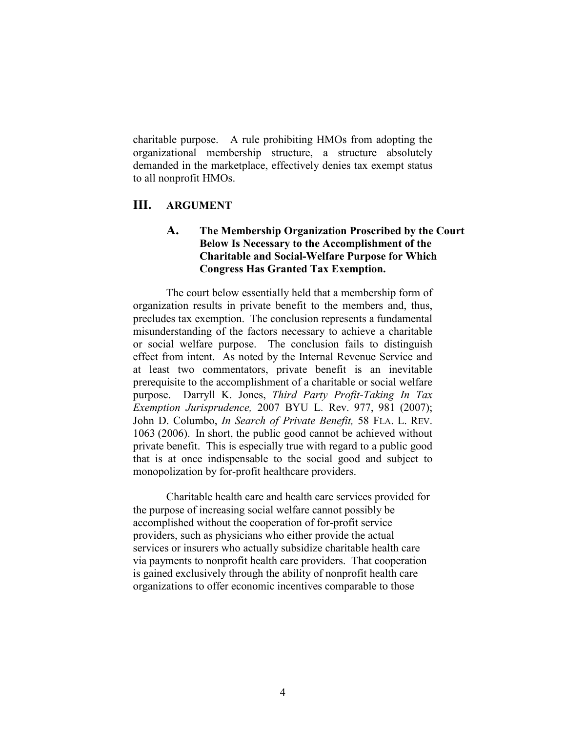charitable purpose. A rule prohibiting HMOs from adopting the organizational membership structure, a structure absolutely demanded in the marketplace, effectively denies tax exempt status to all nonprofit HMOs.

## III. ARGUMENT

### A. The Membership Organization Proscribed by the Court Below Is Necessary to the Accomplishment of the Charitable and Social-Welfare Purpose for Which Congress Has Granted Tax Exemption.

The court below essentially held that a membership form of organization results in private benefit to the members and, thus, precludes tax exemption. The conclusion represents a fundamental misunderstanding of the factors necessary to achieve a charitable or social welfare purpose. The conclusion fails to distinguish effect from intent. As noted by the Internal Revenue Service and at least two commentators, private benefit is an inevitable prerequisite to the accomplishment of a charitable or social welfare purpose. Darryll K. Jones, *Third Party Profit-Taking In Tax Exemption Jurisprudence,* 2007 BYU L. Rev. 977, 981 (2007); John D. Columbo, *In Search of Private Benefit,* 58 FLA. L. REV. 1063 (2006). In short, the public good cannot be achieved without private benefit. This is especially true with regard to a public good that is at once indispensable to the social good and subject to monopolization by for-profit healthcare providers.

Charitable health care and health care services provided for the purpose of increasing social welfare cannot possibly be accomplished without the cooperation of for-profit service providers, such as physicians who either provide the actual services or insurers who actually subsidize charitable health care via payments to nonprofit health care providers. That cooperation is gained exclusively through the ability of nonprofit health care organizations to offer economic incentives comparable to those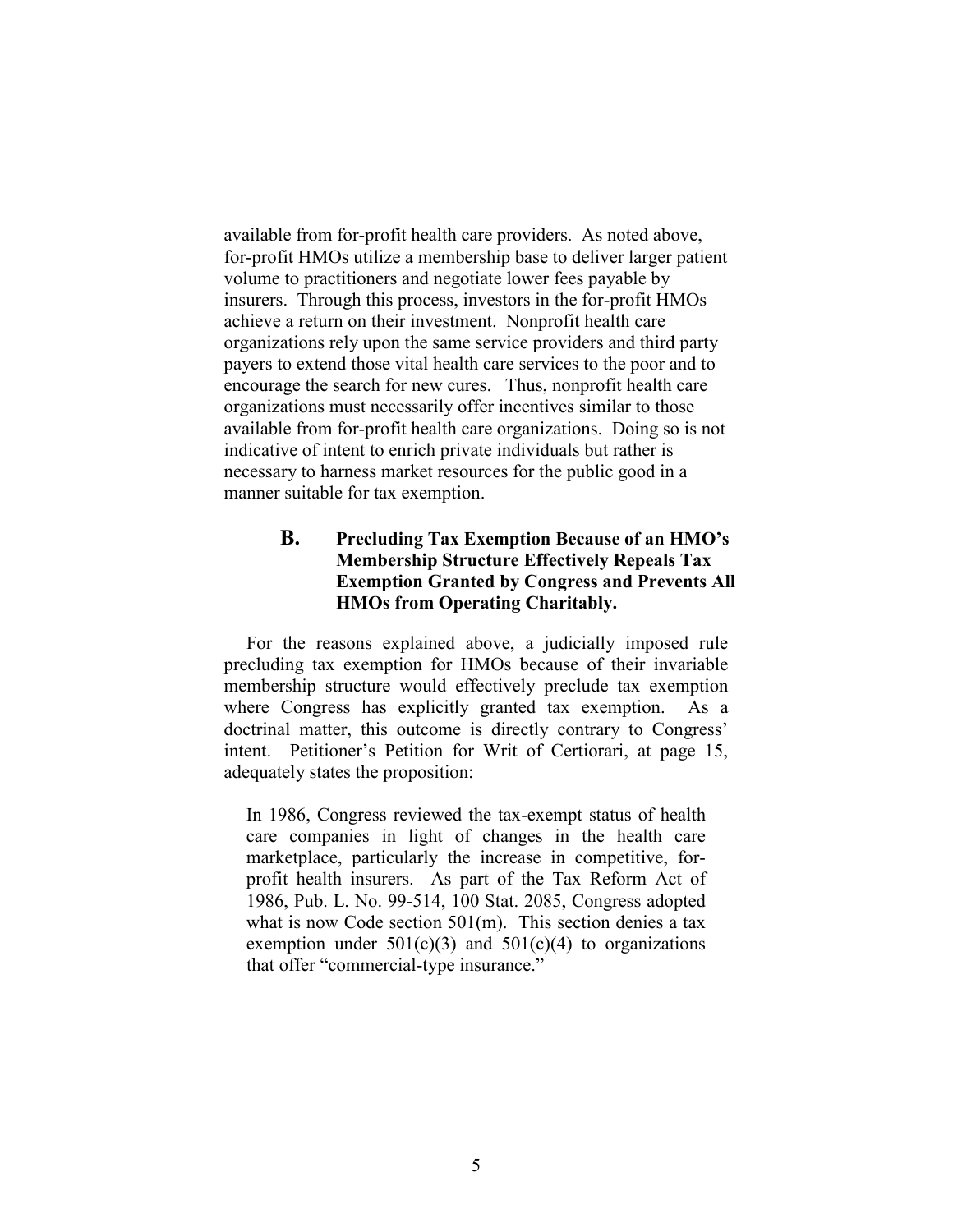available from for-profit health care providers. As noted above, for-profit HMOs utilize a membership base to deliver larger patient volume to practitioners and negotiate lower fees payable by insurers. Through this process, investors in the for-profit HMOs achieve a return on their investment. Nonprofit health care organizations rely upon the same service providers and third party payers to extend those vital health care services to the poor and to encourage the search for new cures. Thus, nonprofit health care organizations must necessarily offer incentives similar to those available from for-profit health care organizations. Doing so is not indicative of intent to enrich private individuals but rather is necessary to harness market resources for the public good in a manner suitable for tax exemption.

### B. Precluding Tax Exemption Because of an HMO's Membership Structure Effectively Repeals Tax Exemption Granted by Congress and Prevents All HMOs from Operating Charitably.

For the reasons explained above, a judicially imposed rule precluding tax exemption for HMOs because of their invariable membership structure would effectively preclude tax exemption where Congress has explicitly granted tax exemption. As a doctrinal matter, this outcome is directly contrary to Congress' intent. Petitioner's Petition for Writ of Certiorari, at page 15, adequately states the proposition:

> In 1986, Congress reviewed the tax-exempt status of health care companies in light of changes in the health care marketplace, particularly the increase in competitive, for-profit health insurers. As part of the Tax Reform Act of 1986, Pub. L. No. 99-514, 100 Stat. 2085, Congress adopted what is now Code section 501(m). This section denies a tax exemption under 501(c)(3) and 501(c)(4) to organizations that offer "commercial-type insurance."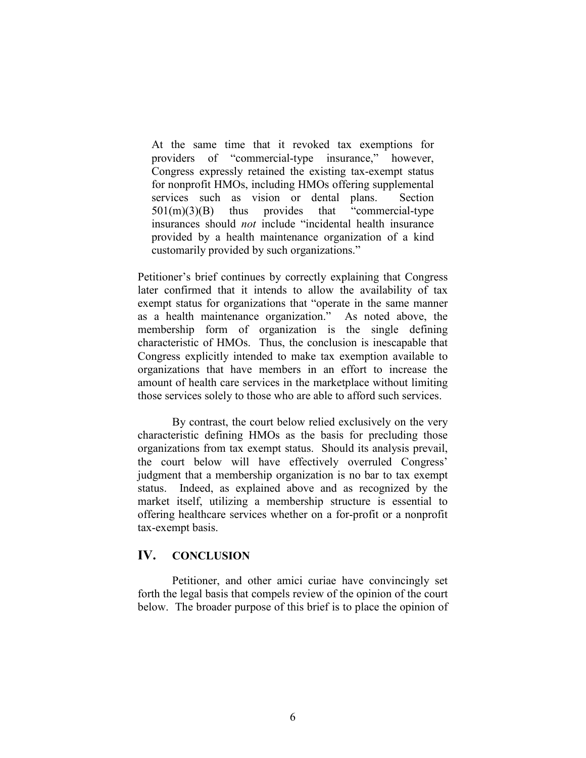> At the same time that it revoked tax exemptions for providers of "commercial-type insurance," however, Congress expressly retained the existing tax-exempt status for nonprofit HMOs, including HMOs offering supplemental services such as vision or dental plans. Section 501(m)(3)(B) thus provides that "commercial-type insurances should *not* include "incidental health insurance provided by a health maintenance organization of a kind customarily provided by such organizations."

Petitioner's brief continues by correctly explaining that Congress later confirmed that it intends to allow the availability of tax exempt status for organizations that "operate in the same manner as a health maintenance organization." As noted above, the membership form of organization is the single defining characteristic of HMOs. Thus, the conclusion is inescapable that Congress explicitly intended to make tax exemption available to organizations that have members in an effort to increase the amount of health care services in the marketplace without limiting those services solely to those who are able to afford such services.

By contrast, the court below relied exclusively on the very characteristic defining HMOs as the basis for precluding those organizations from tax exempt status. Should its analysis prevail, the court below will have effectively overruled Congress' judgment that a membership organization is no bar to tax exempt status. Indeed, as explained above and as recognized by the market itself, utilizing a membership structure is essential to offering healthcare services whether on a for-profit or a nonprofit tax-exempt basis.

## IV. CONCLUSION

Petitioner, and other amici curiae have convincingly set forth the legal basis that compels review of the opinion of the court below. The broader purpose of this brief is to place the opinion of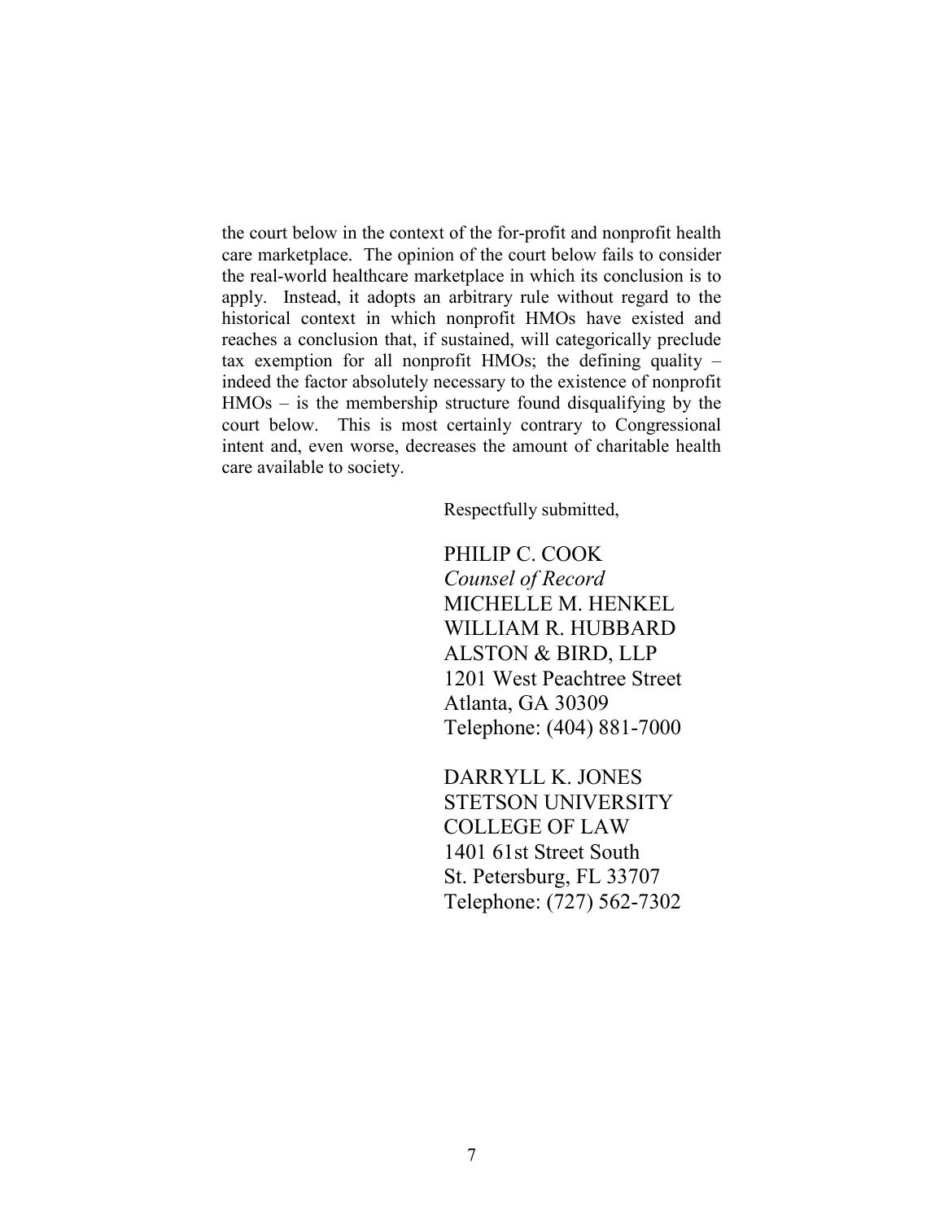the court below in the context of the for-profit and nonprofit health care marketplace. The opinion of the court below fails to consider the real-world healthcare marketplace in which its conclusion is to apply. Instead, it adopts an arbitrary rule without regard to the historical context in which nonprofit HMOs have existed and reaches a conclusion that, if sustained, will categorically preclude tax exemption for all nonprofit HMOs; the defining quality – indeed the factor absolutely necessary to the existence of nonprofit HMOs – is the membership structure found disqualifying by the court below. This is most certainly contrary to Congressional intent and, even worse, decreases the amount of charitable health care available to society.

Respectfully submitted,

PHILIP C. COOK
*Counsel of Record*
MICHELLE M. HENKEL
WILLIAM R. HUBBARD
ALSTON & BIRD, LLP
1201 West Peachtree Street
Atlanta, GA 30309
Telephone: (404) 881-7000

DARRYLL K. JONES
STETSON UNIVERSITY
COLLEGE OF LAW
1401 61st Street South
St. Petersburg, FL 33707
Telephone: (727) 562-7302